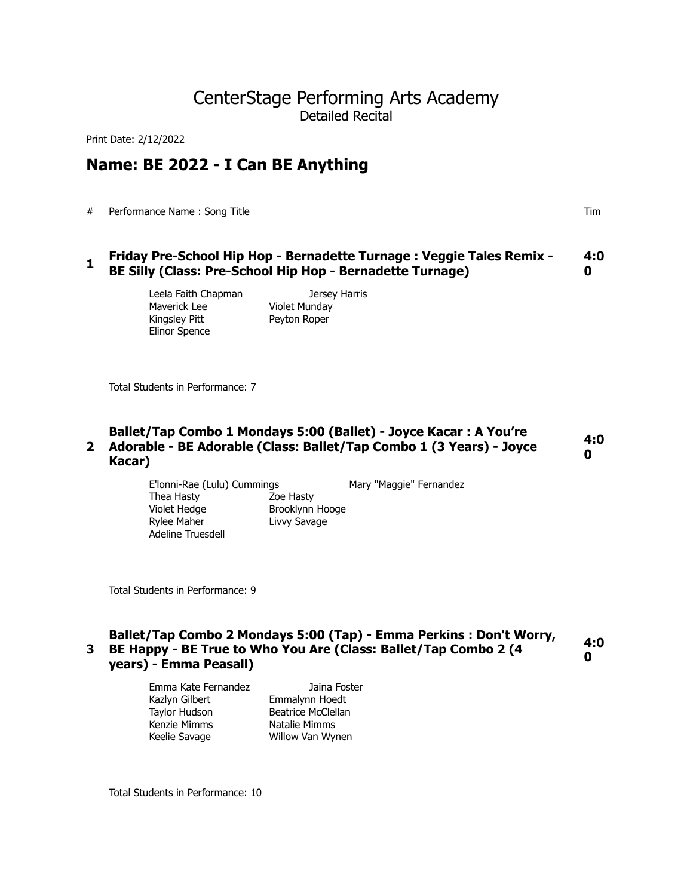# CenterStage Performing Arts Academy

Detailed Recital

Print Date: 2/12/2022

## Name: BE 2022 - I Can BE Anything

| # | Performance Name : Song Title | Time |
|---|---|---|
| **1** | **Friday Pre-School Hip Hop - Bernadette Turnage : Veggie Tales Remix - BE Silly (Class: Pre-School Hip Hop - Bernadette Turnage)** | **4:00** |

Leela Faith Chapman
Jersey Harris
Maverick Lee
Violet Munday
Kingsley Pitt
Peyton Roper
Elinor Spence

Total Students in Performance: 7

| # | Performance Name : Song Title | Time |
|---|---|---|
| **2** | **Ballet/Tap Combo 1 Mondays 5:00 (Ballet) - Joyce Kacar : A You're Adorable - BE Adorable (Class: Ballet/Tap Combo 1 (3 Years) - Joyce Kacar)** | **4:00** |

E'lonni-Rae (Lulu) Cummings
Mary "Maggie" Fernandez
Thea Hasty
Zoe Hasty
Violet Hedge
Brooklynn Hooge
Rylee Maher
Livvy Savage
Adeline Truesdell

Total Students in Performance: 9

| # | Performance Name : Song Title | Time |
|---|---|---|
| **3** | **Ballet/Tap Combo 2 Mondays 5:00 (Tap) - Emma Perkins : Don't Worry, BE Happy - BE True to Who You Are (Class: Ballet/Tap Combo 2 (4 years) - Emma Peasall)** | **4:00** |

Emma Kate Fernandez
Jaina Foster
Kazlyn Gilbert
Emmalynn Hoedt
Taylor Hudson
Beatrice McClellan
Kenzie Mimms
Natalie Mimms
Keelie Savage
Willow Van Wynen

Total Students in Performance: 10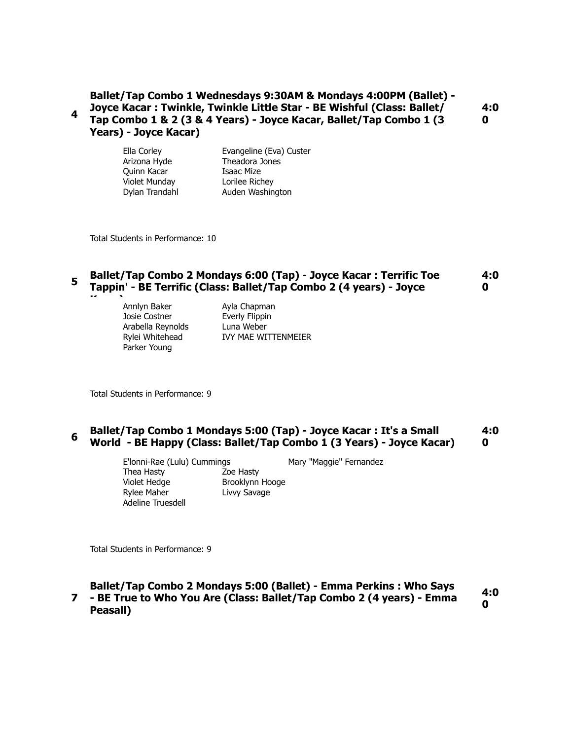**4** **Ballet/Tap Combo 1 Wednesdays 9:30AM & Mondays 4:00PM (Ballet) - Joyce Kacar : Twinkle, Twinkle Little Star - BE Wishful (Class: Ballet/ Tap Combo 1 & 2 (3 & 4 Years) - Joyce Kacar, Ballet/Tap Combo 1 (3 Years) - Joyce Kacar)** **4:00**

| | |
|---|---|
| Ella Corley | Evangeline (Eva) Custer |
| Arizona Hyde | Theadora Jones |
| Quinn Kacar | Isaac Mize |
| Violet Munday | Lorilee Richey |
| Dylan Trandahl | Auden Washington |

Total Students in Performance: 10

**5** **Ballet/Tap Combo 2 Mondays 6:00 (Tap) - Joyce Kacar : Terrific Toe Tappin' - BE Terrific (Class: Ballet/Tap Combo 2 (4 years) - Joyce Kacar)** **4:00**

| | |
|---|---|
| Annlyn Baker | Ayla Chapman |
| Josie Costner | Everly Flippin |
| Arabella Reynolds | Luna Weber |
| Rylei Whitehead | IVY MAE WITTENMEIER |
| Parker Young | |

Total Students in Performance: 9

**6** **Ballet/Tap Combo 1 Mondays 5:00 (Tap) - Joyce Kacar : It's a Small World - BE Happy (Class: Ballet/Tap Combo 1 (3 Years) - Joyce Kacar)** **4:00**

| | |
|---|---|
| E'lonni-Rae (Lulu) Cummings | Mary "Maggie" Fernandez |
| Thea Hasty | Zoe Hasty |
| Violet Hedge | Brooklynn Hooge |
| Rylee Maher | Livvy Savage |
| Adeline Truesdell | |

Total Students in Performance: 9

**7** **Ballet/Tap Combo 2 Mondays 5:00 (Ballet) - Emma Perkins : Who Says - BE True to Who You Are (Class: Ballet/Tap Combo 2 (4 years) - Emma Peasall)** **4:00**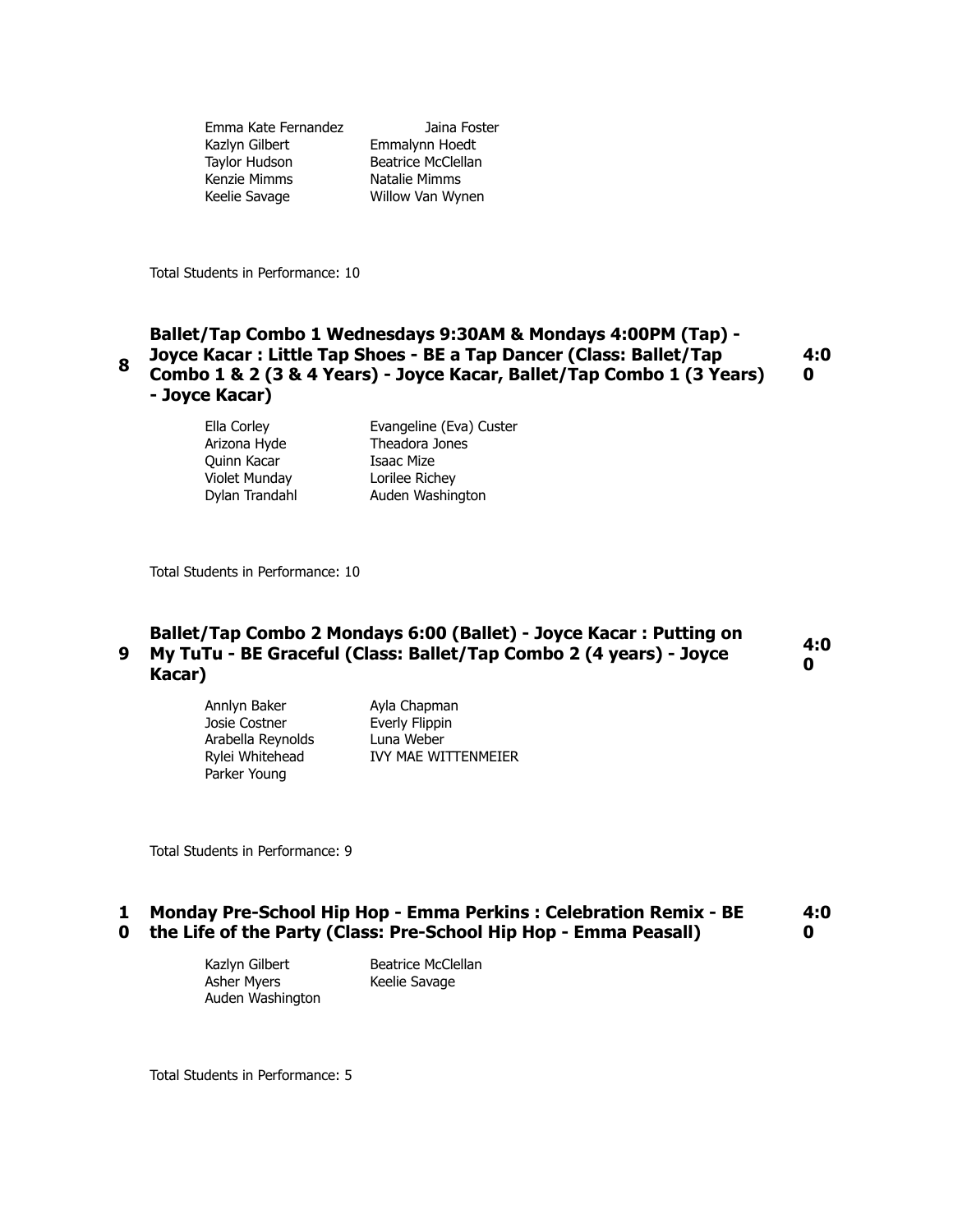| | |
|---|---|
| Emma Kate Fernandez | Jaina Foster |
| Kazlyn Gilbert | Emmalynn Hoedt |
| Taylor Hudson | Beatrice McClellan |
| Kenzie Mimms | Natalie Mimms |
| Keelie Savage | Willow Van Wynen |

Total Students in Performance: 10

### 8 Ballet/Tap Combo 1 Wednesdays 9:30AM & Mondays 4:00PM (Tap) - Joyce Kacar : Little Tap Shoes - BE a Tap Dancer (Class: Ballet/Tap Combo 1 & 2 (3 & 4 Years) - Joyce Kacar, Ballet/Tap Combo 1 (3 Years) - Joyce Kacar) 4:00

| | |
|---|---|
| Ella Corley | Evangeline (Eva) Custer |
| Arizona Hyde | Theadora Jones |
| Quinn Kacar | Isaac Mize |
| Violet Munday | Lorilee Richey |
| Dylan Trandahl | Auden Washington |

Total Students in Performance: 10

### 9 Ballet/Tap Combo 2 Mondays 6:00 (Ballet) - Joyce Kacar : Putting on My TuTu - BE Graceful (Class: Ballet/Tap Combo 2 (4 years) - Joyce Kacar) 4:00

| | |
|---|---|
| Annlyn Baker | Ayla Chapman |
| Josie Costner | Everly Flippin |
| Arabella Reynolds | Luna Weber |
| Rylei Whitehead | IVY MAE WITTENMEIER |
| Parker Young | |

Total Students in Performance: 9

### 10 Monday Pre-School Hip Hop - Emma Perkins : Celebration Remix - BE the Life of the Party (Class: Pre-School Hip Hop - Emma Peasall) 4:00

| | |
|---|---|
| Kazlyn Gilbert | Beatrice McClellan |
| Asher Myers | Keelie Savage |
| Auden Washington | |

Total Students in Performance: 5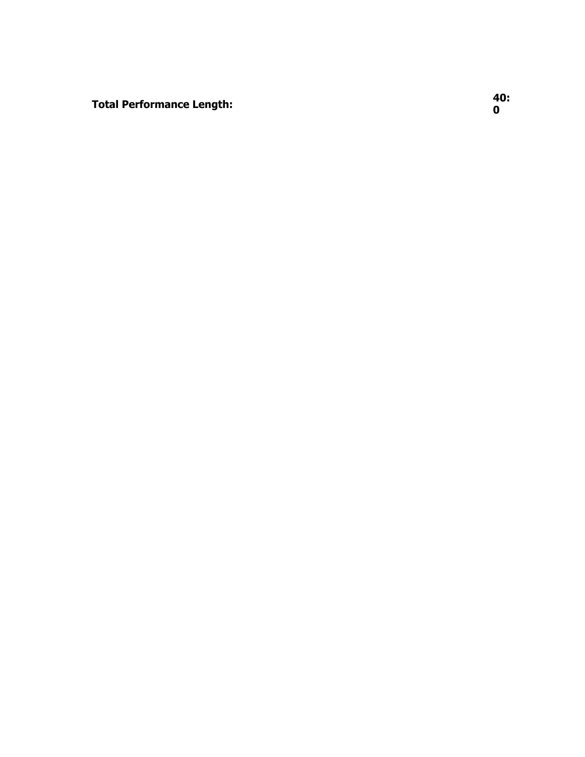**Total Performance Length:** **40:0**